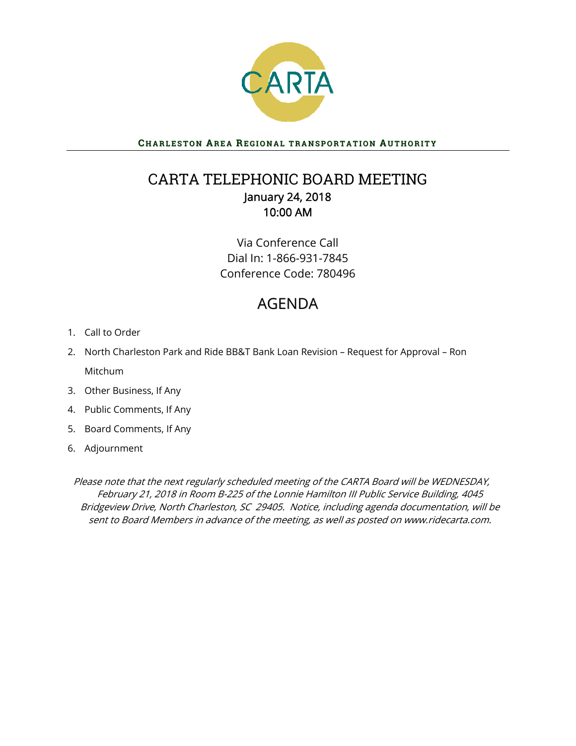CARTA

**CHARLESTON AREA REGIONAL TRANSPORTATION AUTHORITY**

---

# CARTA TELEPHONIC BOARD MEETING

**January 24, 2018**
**10:00 AM**

Via Conference Call
Dial In: 1-866-931-7845
Conference Code: 780496

## AGENDA

1. Call to Order
2. North Charleston Park and Ride BB&T Bank Loan Revision – Request for Approval – Ron Mitchum
3. Other Business, If Any
4. Public Comments, If Any
5. Board Comments, If Any
6. Adjournment

*Please note that the next regularly scheduled meeting of the CARTA Board will be WEDNESDAY, February 21, 2018 in Room B-225 of the Lonnie Hamilton III Public Service Building, 4045 Bridgeview Drive, North Charleston, SC 29405. Notice, including agenda documentation, will be sent to Board Members in advance of the meeting, as well as posted on www.ridecarta.com.*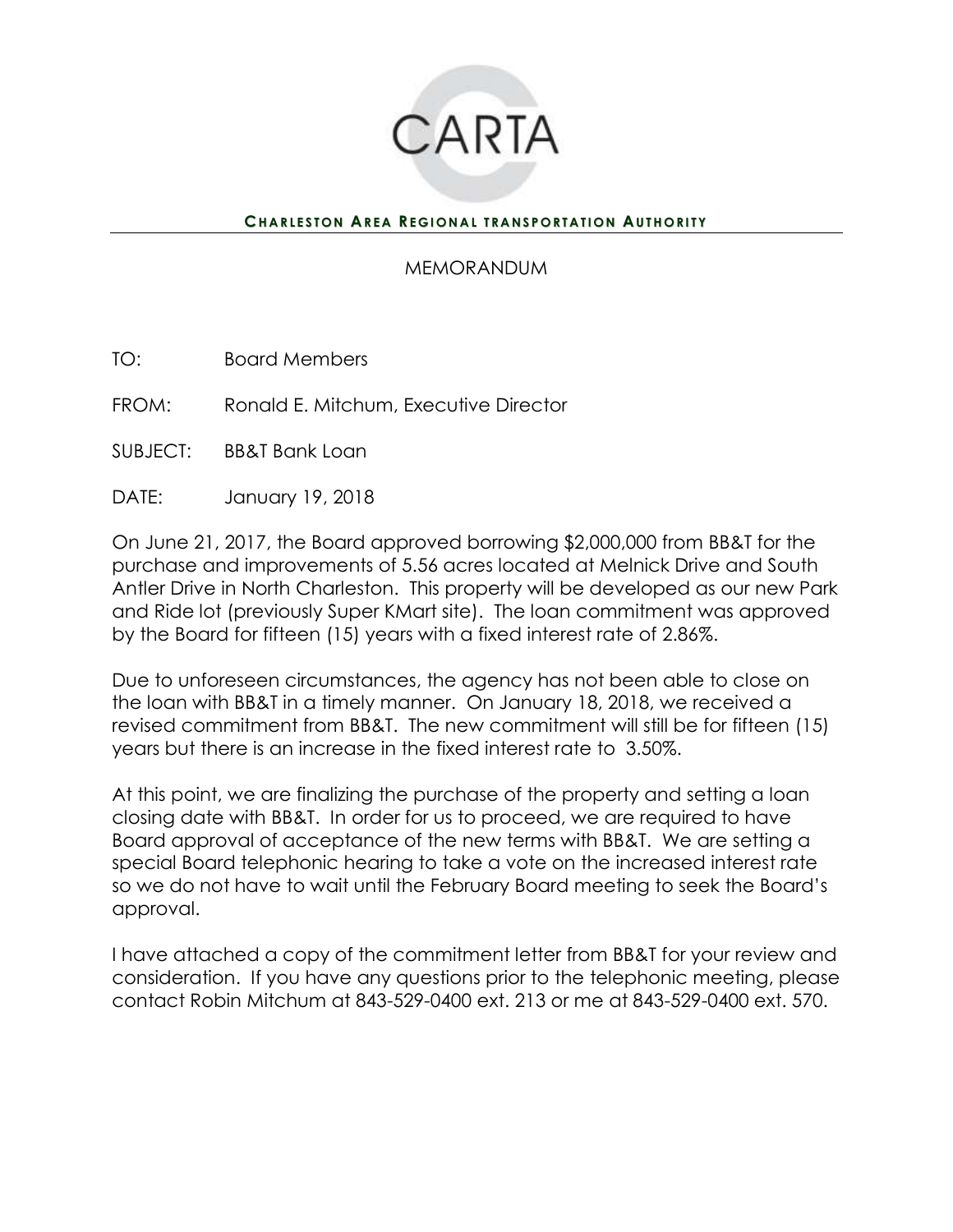CARTA

**CHARLESTON AREA REGIONAL TRANSPORTATION AUTHORITY**

MEMORANDUM

TO: Board Members

FROM: Ronald E. Mitchum, Executive Director

SUBJECT: BB&T Bank Loan

DATE: January 19, 2018

On June 21, 2017, the Board approved borrowing $2,000,000 from BB&T for the purchase and improvements of 5.56 acres located at Melnick Drive and South Antler Drive in North Charleston. This property will be developed as our new Park and Ride lot (previously Super KMart site). The loan commitment was approved by the Board for fifteen (15) years with a fixed interest rate of 2.86%.

Due to unforeseen circumstances, the agency has not been able to close on the loan with BB&T in a timely manner. On January 18, 2018, we received a revised commitment from BB&T. The new commitment will still be for fifteen (15) years but there is an increase in the fixed interest rate to 3.50%.

At this point, we are finalizing the purchase of the property and setting a loan closing date with BB&T. In order for us to proceed, we are required to have Board approval of acceptance of the new terms with BB&T. We are setting a special Board telephonic hearing to take a vote on the increased interest rate so we do not have to wait until the February Board meeting to seek the Board's approval.

I have attached a copy of the commitment letter from BB&T for your review and consideration. If you have any questions prior to the telephonic meeting, please contact Robin Mitchum at 843-529-0400 ext. 213 or me at 843-529-0400 ext. 570.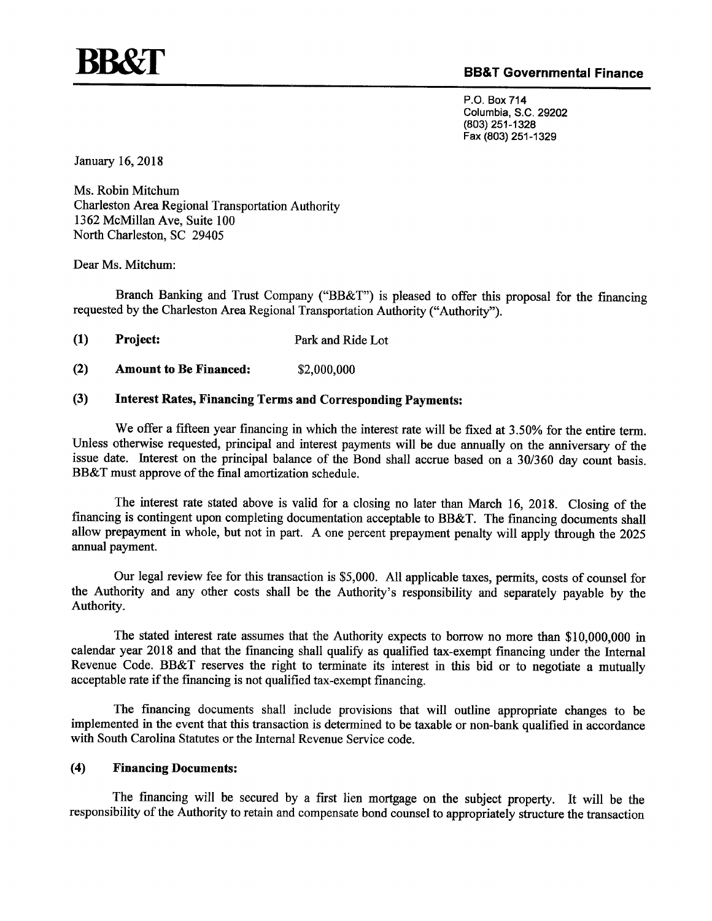# BB&T

**BB&T Governmental Finance**

P.O. Box 714
Columbia, S.C. 29202
(803) 251-1328
Fax (803) 251-1329

January 16, 2018

Ms. Robin Mitchum
Charleston Area Regional Transportation Authority
1362 McMillan Ave, Suite 100
North Charleston, SC 29405

Dear Ms. Mitchum:

Branch Banking and Trust Company ("BB&T") is pleased to offer this proposal for the financing requested by the Charleston Area Regional Transportation Authority ("Authority").

**(1) Project:** Park and Ride Lot

**(2) Amount to Be Financed:** $2,000,000

**(3) Interest Rates, Financing Terms and Corresponding Payments:**

We offer a fifteen year financing in which the interest rate will be fixed at 3.50% for the entire term. Unless otherwise requested, principal and interest payments will be due annually on the anniversary of the issue date. Interest on the principal balance of the Bond shall accrue based on a 30/360 day count basis. BB&T must approve of the final amortization schedule.

The interest rate stated above is valid for a closing no later than March 16, 2018. Closing of the financing is contingent upon completing documentation acceptable to BB&T. The financing documents shall allow prepayment in whole, but not in part. A one percent prepayment penalty will apply through the 2025 annual payment.

Our legal review fee for this transaction is $5,000. All applicable taxes, permits, costs of counsel for the Authority and any other costs shall be the Authority's responsibility and separately payable by the Authority.

The stated interest rate assumes that the Authority expects to borrow no more than $10,000,000 in calendar year 2018 and that the financing shall qualify as qualified tax-exempt financing under the Internal Revenue Code. BB&T reserves the right to terminate its interest in this bid or to negotiate a mutually acceptable rate if the financing is not qualified tax-exempt financing.

The financing documents shall include provisions that will outline appropriate changes to be implemented in the event that this transaction is determined to be taxable or non-bank qualified in accordance with South Carolina Statutes or the Internal Revenue Service code.

**(4) Financing Documents:**

The financing will be secured by a first lien mortgage on the subject property. It will be the responsibility of the Authority to retain and compensate bond counsel to appropriately structure the transaction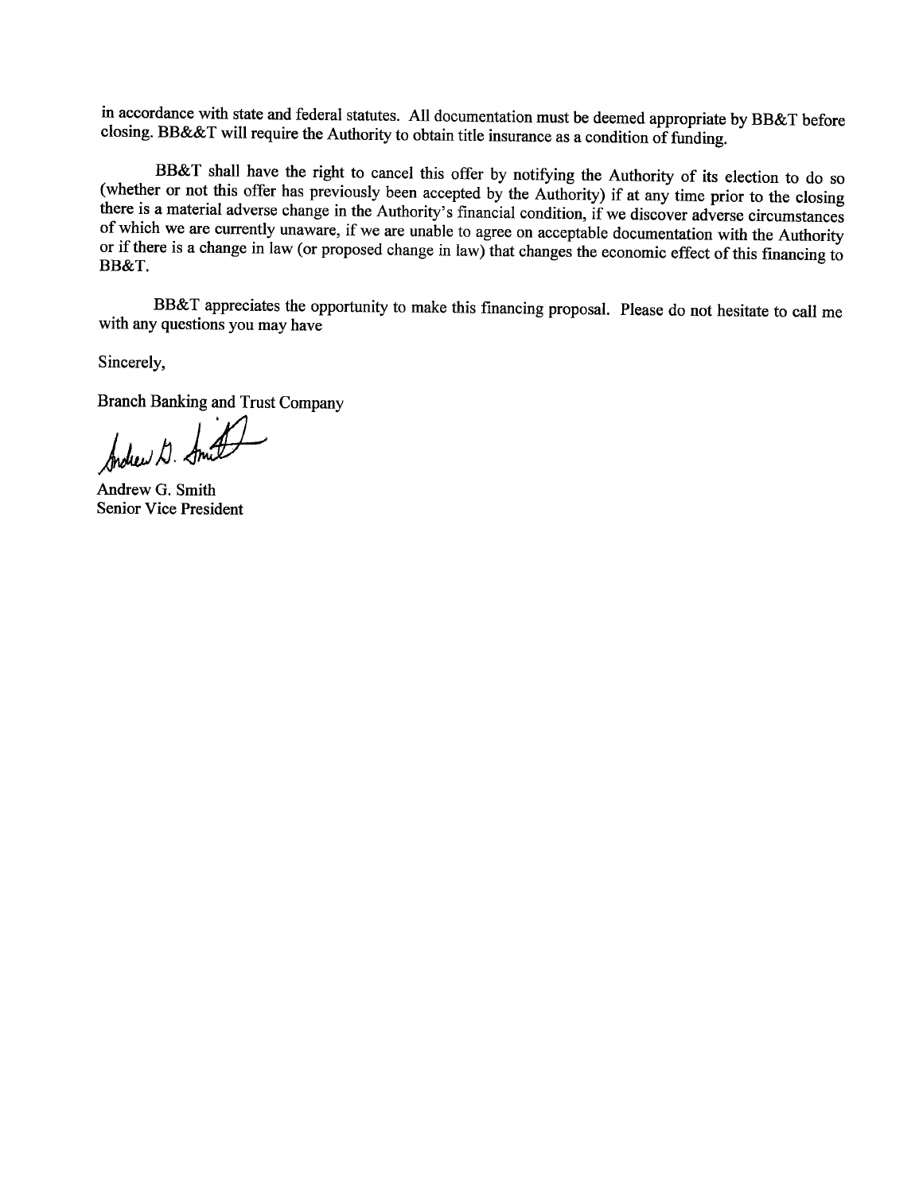in accordance with state and federal statutes. All documentation must be deemed appropriate by BB&T before closing. BB&&T will require the Authority to obtain title insurance as a condition of funding.

BB&T shall have the right to cancel this offer by notifying the Authority of its election to do so (whether or not this offer has previously been accepted by the Authority) if at any time prior to the closing there is a material adverse change in the Authority's financial condition, if we discover adverse circumstances of which we are currently unaware, if we are unable to agree on acceptable documentation with the Authority or if there is a change in law (or proposed change in law) that changes the economic effect of this financing to BB&T.

BB&T appreciates the opportunity to make this financing proposal. Please do not hesitate to call me with any questions you may have

Sincerely,

Branch Banking and Trust Company

Andrew G. Smith
Senior Vice President